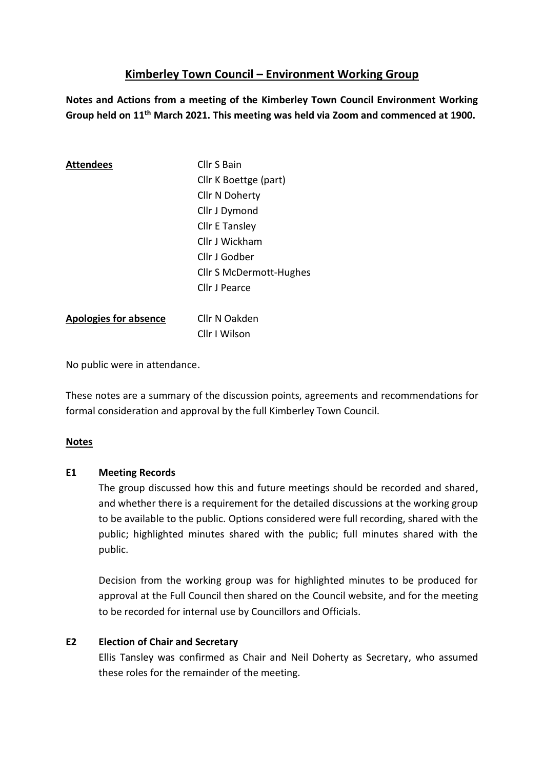# Kimberley Town Council – Environment Working Group

**Notes and Actions from a meeting of the Kimberley Town Council Environment Working Group held on 11th March 2021. This meeting was held via Zoom and commenced at 1900.**

| | |
|---|---|
| **Attendees** | Cllr S Bain |
| | Cllr K Boettge (part) |
| | Cllr N Doherty |
| | Cllr J Dymond |
| | Cllr E Tansley |
| | Cllr J Wickham |
| | Cllr J Godber |
| | Cllr S McDermott-Hughes |
| | Cllr J Pearce |
| **Apologies for absence** | Cllr N Oakden |
| | Cllr I Wilson |

No public were in attendance.

These notes are a summary of the discussion points, agreements and recommendations for formal consideration and approval by the full Kimberley Town Council.

## Notes

### E1 Meeting Records

The group discussed how this and future meetings should be recorded and shared, and whether there is a requirement for the detailed discussions at the working group to be available to the public. Options considered were full recording, shared with the public; highlighted minutes shared with the public; full minutes shared with the public.

Decision from the working group was for highlighted minutes to be produced for approval at the Full Council then shared on the Council website, and for the meeting to be recorded for internal use by Councillors and Officials.

### E2 Election of Chair and Secretary

Ellis Tansley was confirmed as Chair and Neil Doherty as Secretary, who assumed these roles for the remainder of the meeting.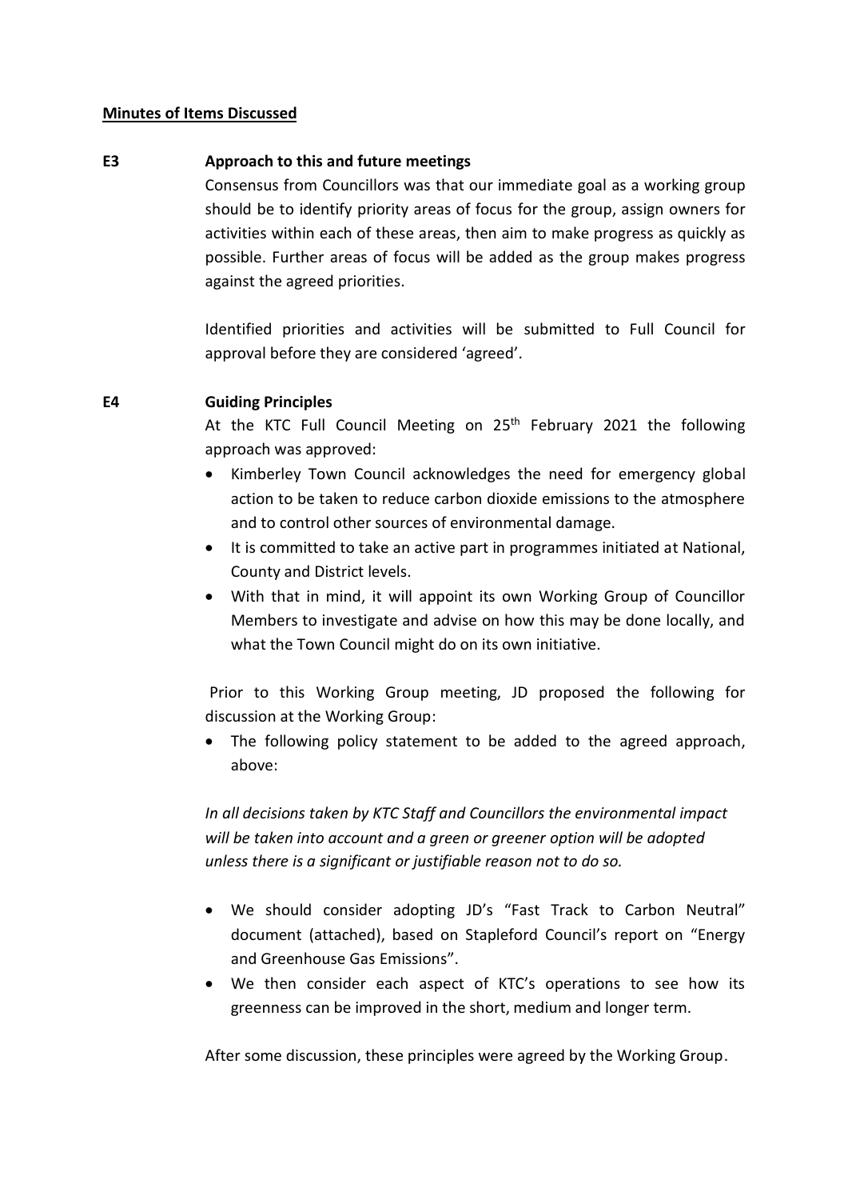**Minutes of Items Discussed**

**E3 Approach to this and future meetings**

Consensus from Councillors was that our immediate goal as a working group should be to identify priority areas of focus for the group, assign owners for activities within each of these areas, then aim to make progress as quickly as possible. Further areas of focus will be added as the group makes progress against the agreed priorities.

Identified priorities and activities will be submitted to Full Council for approval before they are considered 'agreed'.

**E4 Guiding Principles**

At the KTC Full Council Meeting on 25th February 2021 the following approach was approved:

- Kimberley Town Council acknowledges the need for emergency global action to be taken to reduce carbon dioxide emissions to the atmosphere and to control other sources of environmental damage.
- It is committed to take an active part in programmes initiated at National, County and District levels.
- With that in mind, it will appoint its own Working Group of Councillor Members to investigate and advise on how this may be done locally, and what the Town Council might do on its own initiative.

Prior to this Working Group meeting, JD proposed the following for discussion at the Working Group:

- The following policy statement to be added to the agreed approach, above:

*In all decisions taken by KTC Staff and Councillors the environmental impact will be taken into account and a green or greener option will be adopted unless there is a significant or justifiable reason not to do so.*

- We should consider adopting JD's "Fast Track to Carbon Neutral" document (attached), based on Stapleford Council's report on "Energy and Greenhouse Gas Emissions".
- We then consider each aspect of KTC's operations to see how its greenness can be improved in the short, medium and longer term.

After some discussion, these principles were agreed by the Working Group.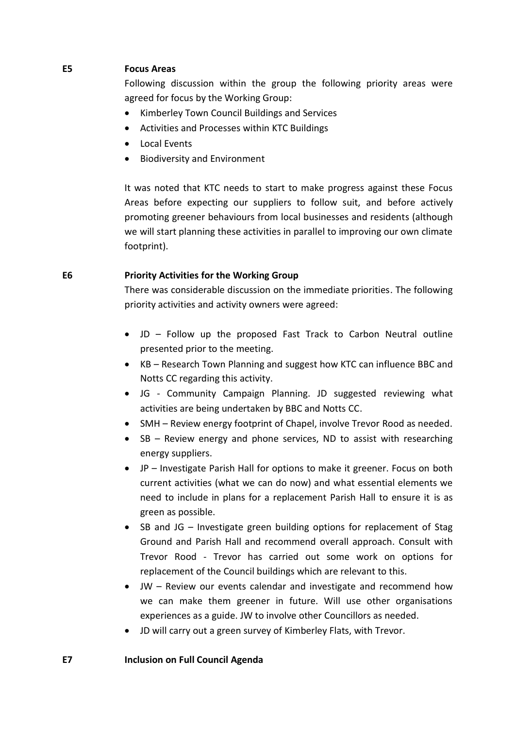**E5 Focus Areas**

Following discussion within the group the following priority areas were agreed for focus by the Working Group:

- Kimberley Town Council Buildings and Services
- Activities and Processes within KTC Buildings
- Local Events
- Biodiversity and Environment

It was noted that KTC needs to start to make progress against these Focus Areas before expecting our suppliers to follow suit, and before actively promoting greener behaviours from local businesses and residents (although we will start planning these activities in parallel to improving our own climate footprint).

**E6 Priority Activities for the Working Group**

There was considerable discussion on the immediate priorities. The following priority activities and activity owners were agreed:

- JD – Follow up the proposed Fast Track to Carbon Neutral outline presented prior to the meeting.
- KB – Research Town Planning and suggest how KTC can influence BBC and Notts CC regarding this activity.
- JG - Community Campaign Planning. JD suggested reviewing what activities are being undertaken by BBC and Notts CC.
- SMH – Review energy footprint of Chapel, involve Trevor Rood as needed.
- SB – Review energy and phone services, ND to assist with researching energy suppliers.
- JP – Investigate Parish Hall for options to make it greener. Focus on both current activities (what we can do now) and what essential elements we need to include in plans for a replacement Parish Hall to ensure it is as green as possible.
- SB and JG – Investigate green building options for replacement of Stag Ground and Parish Hall and recommend overall approach. Consult with Trevor Rood - Trevor has carried out some work on options for replacement of the Council buildings which are relevant to this.
- JW – Review our events calendar and investigate and recommend how we can make them greener in future. Will use other organisations experiences as a guide. JW to involve other Councillors as needed.
- JD will carry out a green survey of Kimberley Flats, with Trevor.

**E7 Inclusion on Full Council Agenda**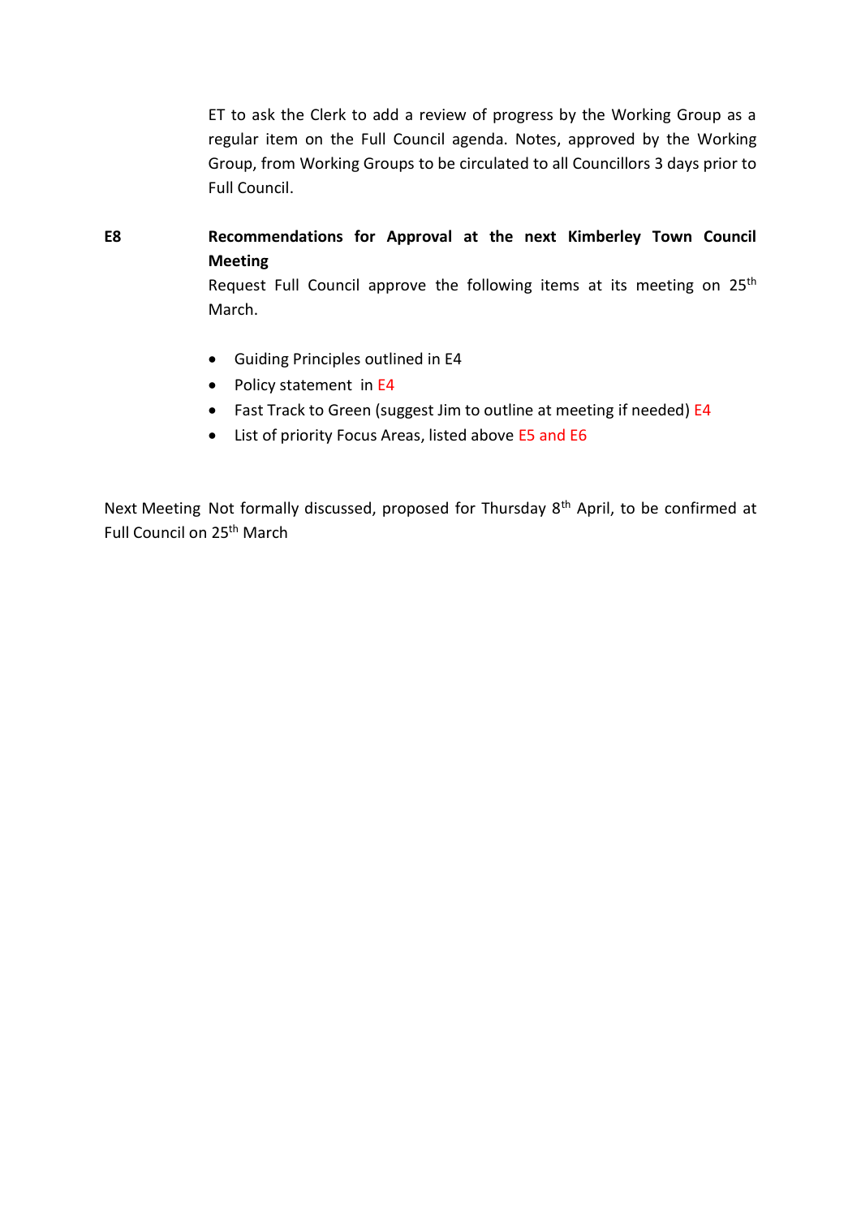ET to ask the Clerk to add a review of progress by the Working Group as a regular item on the Full Council agenda. Notes, approved by the Working Group, from Working Groups to be circulated to all Councillors 3 days prior to Full Council.

**E8** **Recommendations for Approval at the next Kimberley Town Council Meeting**

Request Full Council approve the following items at its meeting on 25th March.

- Guiding Principles outlined in E4
- Policy statement in E4
- Fast Track to Green (suggest Jim to outline at meeting if needed) E4
- List of priority Focus Areas, listed above E5 and E6

Next Meeting Not formally discussed, proposed for Thursday 8th April, to be confirmed at Full Council on 25th March